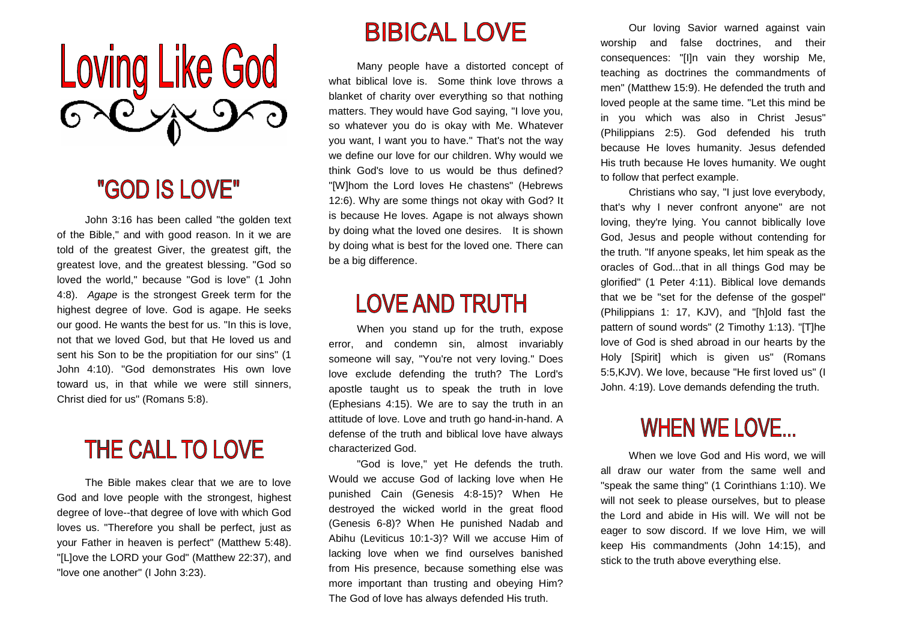# Loving Like God

## "GOD IS LOVE"

John 3:16 has been called "the golden text of the Bible," and with good reason. In it we are told of the greatest Giver, the greatest gift, the greatest love, and the greatest blessing. "God so loved the world," because "God is love" (1 John 4:8). *Agape* is the strongest Greek term for the highest degree of love. God is agape. He seeks our good. He wants the best for us. "In this is love, not that we loved God, but that He loved us and sent his Son to be the propitiation for our sins" (1 John 4:10). "God demonstrates His own love toward us, in that while we were still sinners, Christ died for us" (Romans 5:8).

## THE CALL TO LOVE

The Bible makes clear that we are to love God and love people with the strongest, highest degree of love--that degree of love with which God loves us. "Therefore you shall be perfect, just as your Father in heaven is perfect" (Matthew 5:48). "[L]ove the LORD your God" (Matthew 22:37), and "love one another" (I John 3:23).

## BIBICAL LOVE

Many people have a distorted concept of what biblical love is. Some think love throws a blanket of charity over everything so that nothing matters. They would have God saying, "I love you, so whatever you do is okay with Me. Whatever you want, I want you to have." That's not the way we define our love for our children. Why would we think God's love to us would be thus defined? "[W]hom the Lord loves He chastens" (Hebrews 12:6). Why are some things not okay with God? It is because He loves. Agape is not always shown by doing what the loved one desires. It is shown by doing what is best for the loved one. There can be a big difference.

## LOVE AND TRUTH

When you stand up for the truth, expose error, and condemn sin, almost invariably someone will say, "You're not very loving." Does love exclude defending the truth? The Lord's apostle taught us to speak the truth in love (Ephesians 4:15). We are to say the truth in an attitude of love. Love and truth go hand-in-hand. A defense of the truth and biblical love have always characterized God.

"God is love," yet He defends the truth. Would we accuse God of lacking love when He punished Cain (Genesis 4:8-15)? When He destroyed the wicked world in the great flood (Genesis 6-8)? When He punished Nadab and Abihu (Leviticus 10:1-3)? Will we accuse Him of lacking love when we find ourselves banished from His presence, because something else was more important than trusting and obeying Him? The God of love has always defended His truth.

Our loving Savior warned against vain worship and false doctrines, and their consequences: "[I]n vain they worship Me, teaching as doctrines the commandments of men" (Matthew 15:9). He defended the truth and loved people at the same time. "Let this mind be in you which was also in Christ Jesus" (Philippians 2:5). God defended his truth because He loves humanity. Jesus defended His truth because He loves humanity. We ought to follow that perfect example.

Christians who say, "I just love everybody, that's why I never confront anyone" are not loving, they're lying. You cannot biblically love God, Jesus and people without contending for the truth. "If anyone speaks, let him speak as the oracles of God...that in all things God may be glorified" (1 Peter 4:11). Biblical love demands that we be "set for the defense of the gospel" (Philippians 1: 17, KJV), and "[h]old fast the pattern of sound words" (2 Timothy 1:13). "[T]he love of God is shed abroad in our hearts by the Holy [Spirit] which is given us" (Romans 5:5,KJV). We love, because "He first loved us" (I John. 4:19). Love demands defending the truth.

## WHEN WE LOVE...

When we love God and His word, we will all draw our water from the same well and "speak the same thing" (1 Corinthians 1:10). We will not seek to please ourselves, but to please the Lord and abide in His will. We will not be eager to sow discord. If we love Him, we will keep His commandments (John 14:15), and stick to the truth above everything else.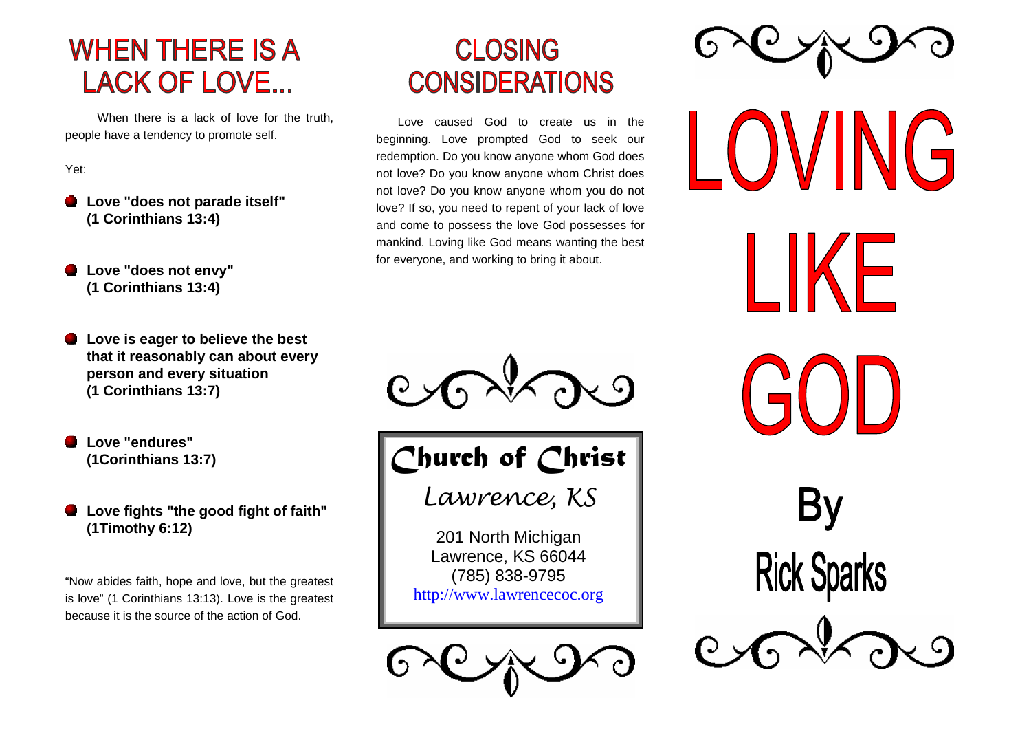# WHEN THERE IS A LACK OF LOVE...

When there is a lack of love for the truth, people have a tendency to promote self.

Yet:

- **Love "does not parade itself" (1 Corinthians 13:4)**
- **Love "does not envy" (1 Corinthians 13:4)**
- **Love is eager to believe the best that it reasonably can about every person and every situation (1 Corinthians 13:7)**
- **Love "endures" (1Corinthians 13:7)**
- **Love fights "the good fight of faith" (1Timothy 6:12)**

"Now abides faith, hope and love, but the greatest is love" (1 Corinthians 13:13). Love is the greatest because it is the source of the action of God.

# CLOSING CONSIDERATIONS

Love caused God to create us in the beginning. Love prompted God to seek our redemption. Do you know anyone whom God does not love? Do you know anyone whom Christ does not love? Do you know anyone whom you do not love? If so, you need to repent of your lack of love and come to possess the love God possesses for mankind. Loving like God means wanting the best for everyone, and working to bring it about.

*Church of Christ*

*Lawrence, KS*

201 North Michigan
Lawrence, KS 66044
(785) 838-9795
http://www.lawrencecoc.org

# LOVING LIKE GOD

## By Rick Sparks